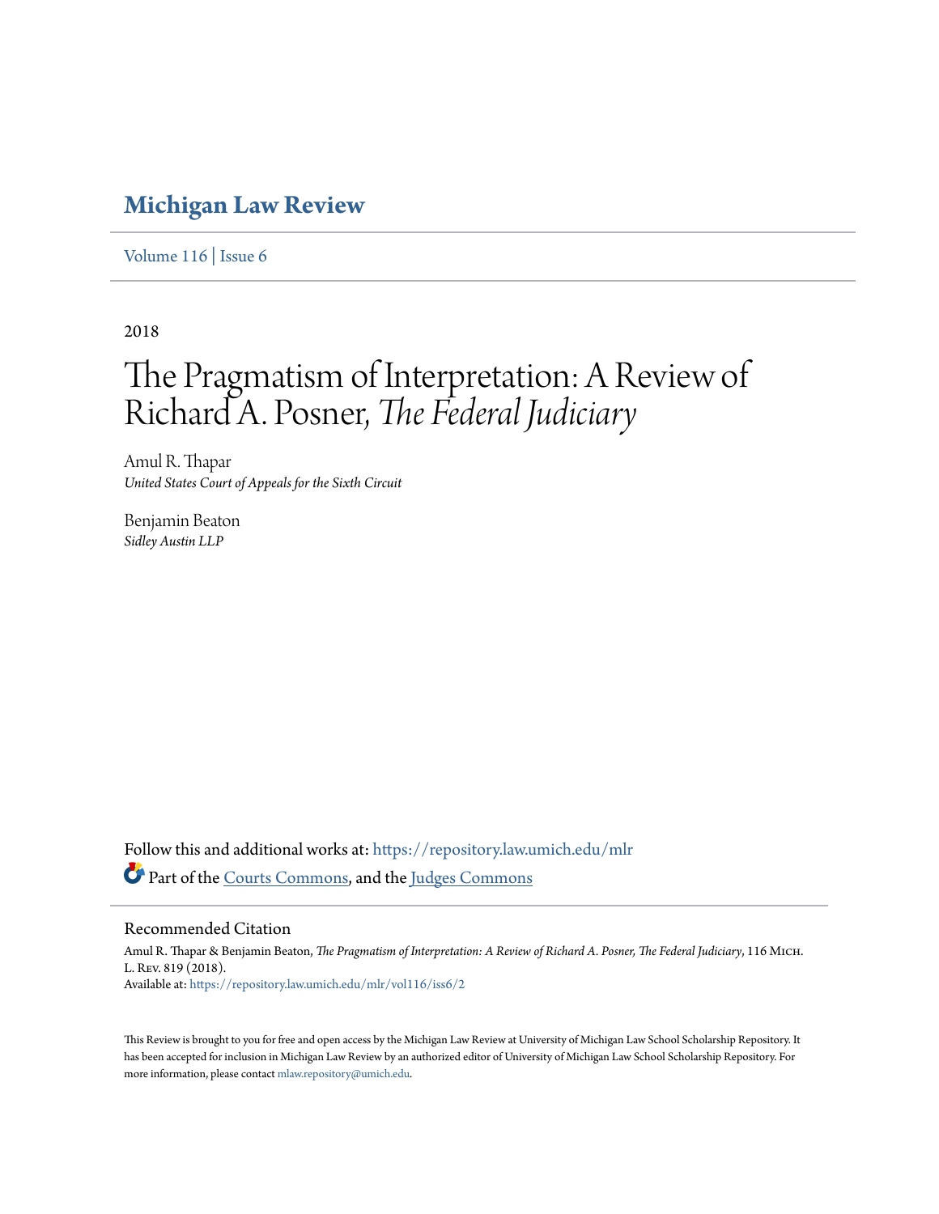# Michigan Law Review

Volume 116 | Issue 6

2018

## The Pragmatism of Interpretation: A Review of Richard A. Posner, *The Federal Judiciary*

Amul R. Thapar
*United States Court of Appeals for the Sixth Circuit*

Benjamin Beaton
*Sidley Austin LLP*

Follow this and additional works at: https://repository.law.umich.edu/mlr

Part of the Courts Commons, and the Judges Commons

### Recommended Citation

Amul R. Thapar & Benjamin Beaton, *The Pragmatism of Interpretation: A Review of Richard A. Posner, The Federal Judiciary*, 116 Mich. L. Rev. 819 (2018).
Available at: https://repository.law.umich.edu/mlr/vol116/iss6/2

This Review is brought to you for free and open access by the Michigan Law Review at University of Michigan Law School Scholarship Repository. It has been accepted for inclusion in Michigan Law Review by an authorized editor of University of Michigan Law School Scholarship Repository. For more information, please contact mlaw.repository@umich.edu.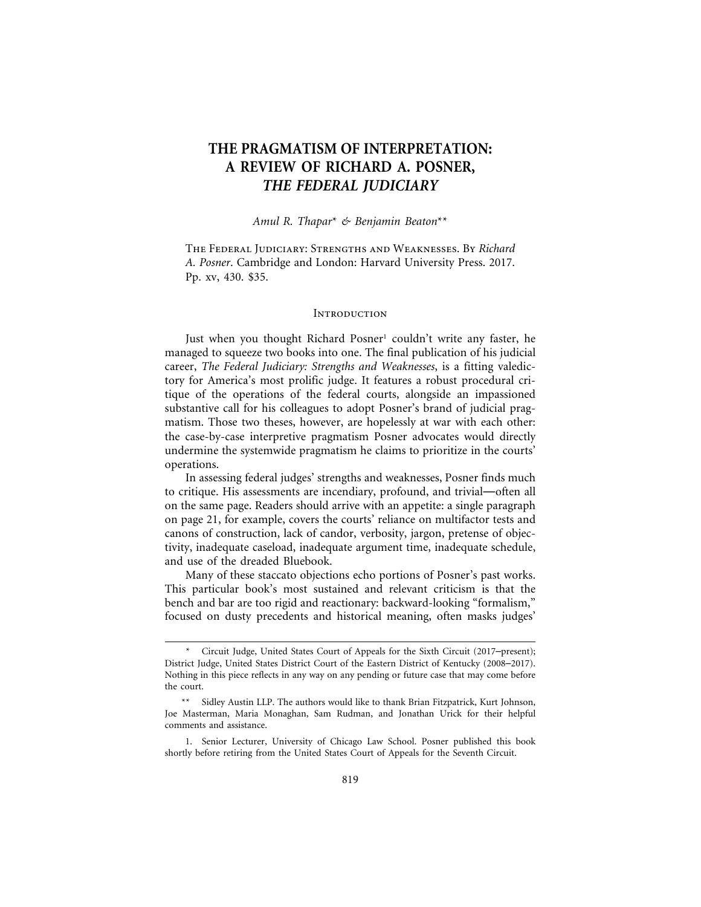# THE PRAGMATISM OF INTERPRETATION: A REVIEW OF RICHARD A. POSNER, *THE FEDERAL JUDICIARY*

*Amul R. Thapar\* & Benjamin Beaton\*\**

The Federal Judiciary: Strengths and Weaknesses. By *Richard A. Posner*. Cambridge and London: Harvard University Press. 2017. Pp. xv, 430. $35.

## Introduction

Just when you thought Richard Posner[1] couldn't write any faster, he managed to squeeze two books into one. The final publication of his judicial career, *The Federal Judiciary: Strengths and Weaknesses*, is a fitting valedictory for America's most prolific judge. It features a robust procedural critique of the operations of the federal courts, alongside an impassioned substantive call for his colleagues to adopt Posner's brand of judicial pragmatism. Those two theses, however, are hopelessly at war with each other: the case-by-case interpretive pragmatism Posner advocates would directly undermine the systemwide pragmatism he claims to prioritize in the courts' operations.

In assessing federal judges' strengths and weaknesses, Posner finds much to critique. His assessments are incendiary, profound, and trivial—often all on the same page. Readers should arrive with an appetite: a single paragraph on page 21, for example, covers the courts' reliance on multifactor tests and canons of construction, lack of candor, verbosity, jargon, pretense of objectivity, inadequate caseload, inadequate argument time, inadequate schedule, and use of the dreaded Bluebook.

Many of these staccato objections echo portions of Posner's past works. This particular book's most sustained and relevant criticism is that the bench and bar are too rigid and reactionary: backward-looking "formalism," focused on dusty precedents and historical meaning, often masks judges'

---

\* Circuit Judge, United States Court of Appeals for the Sixth Circuit (2017–present); District Judge, United States District Court of the Eastern District of Kentucky (2008–2017). Nothing in this piece reflects in any way on any pending or future case that may come before the court.

\*\* Sidley Austin LLP. The authors would like to thank Brian Fitzpatrick, Kurt Johnson, Joe Masterman, Maria Monaghan, Sam Rudman, and Jonathan Urick for their helpful comments and assistance.

1. Senior Lecturer, University of Chicago Law School. Posner published this book shortly before retiring from the United States Court of Appeals for the Seventh Circuit.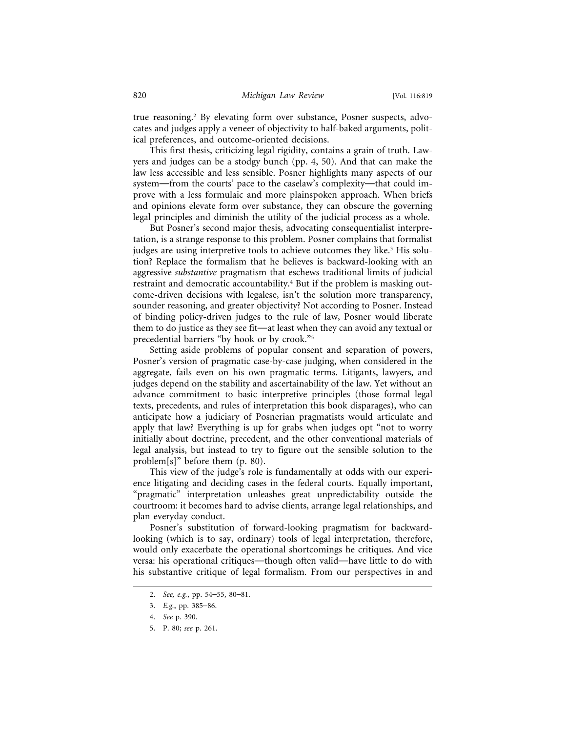true reasoning.[2] By elevating form over substance, Posner suspects, advocates and judges apply a veneer of objectivity to half-baked arguments, political preferences, and outcome-oriented decisions.

This first thesis, criticizing legal rigidity, contains a grain of truth. Lawyers and judges can be a stodgy bunch (pp. 4, 50). And that can make the law less accessible and less sensible. Posner highlights many aspects of our system—from the courts' pace to the caselaw's complexity—that could improve with a less formulaic and more plainspoken approach. When briefs and opinions elevate form over substance, they can obscure the governing legal principles and diminish the utility of the judicial process as a whole.

But Posner's second major thesis, advocating consequentialist interpretation, is a strange response to this problem. Posner complains that formalist judges are using interpretive tools to achieve outcomes they like.[3] His solution? Replace the formalism that he believes is backward-looking with an aggressive *substantive* pragmatism that eschews traditional limits of judicial restraint and democratic accountability.[4] But if the problem is masking outcome-driven decisions with legalese, isn't the solution more transparency, sounder reasoning, and greater objectivity? Not according to Posner. Instead of binding policy-driven judges to the rule of law, Posner would liberate them to do justice as they see fit—at least when they can avoid any textual or precedential barriers "by hook or by crook."[5]

Setting aside problems of popular consent and separation of powers, Posner's version of pragmatic case-by-case judging, when considered in the aggregate, fails even on his own pragmatic terms. Litigants, lawyers, and judges depend on the stability and ascertainability of the law. Yet without an advance commitment to basic interpretive principles (those formal legal texts, precedents, and rules of interpretation this book disparages), who can anticipate how a judiciary of Posnerian pragmatists would articulate and apply that law? Everything is up for grabs when judges opt "not to worry initially about doctrine, precedent, and the other conventional materials of legal analysis, but instead to try to figure out the sensible solution to the problem[s]" before them (p. 80).

This view of the judge's role is fundamentally at odds with our experience litigating and deciding cases in the federal courts. Equally important, "pragmatic" interpretation unleashes great unpredictability outside the courtroom: it becomes hard to advise clients, arrange legal relationships, and plan everyday conduct.

Posner's substitution of forward-looking pragmatism for backward-looking (which is to say, ordinary) tools of legal interpretation, therefore, would only exacerbate the operational shortcomings he critiques. And vice versa: his operational critiques—though often valid—have little to do with his substantive critique of legal formalism. From our perspectives in and

---

2. *See, e.g.*, pp. 54–55, 80–81.

3. *E.g.*, pp. 385–86.

4. *See* p. 390.

5. P. 80; *see* p. 261.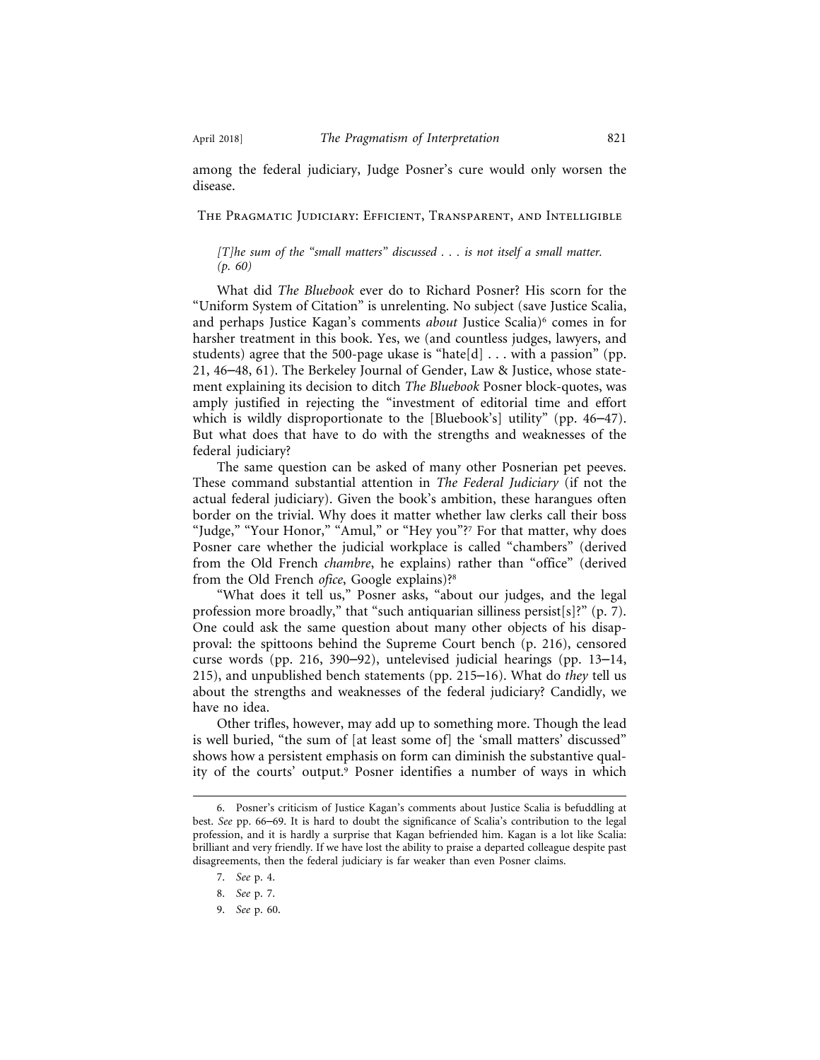among the federal judiciary, Judge Posner's cure would only worsen the disease.

## The Pragmatic Judiciary: Efficient, Transparent, and Intelligible

*[T]he sum of the "small matters" discussed . . . is not itself a small matter. (p. 60)*

What did *The Bluebook* ever do to Richard Posner? His scorn for the "Uniform System of Citation" is unrelenting. No subject (save Justice Scalia, and perhaps Justice Kagan's comments *about* Justice Scalia)[6] comes in for harsher treatment in this book. Yes, we (and countless judges, lawyers, and students) agree that the 500-page ukase is "hate[d] . . . with a passion" (pp. 21, 46–48, 61). The Berkeley Journal of Gender, Law & Justice, whose statement explaining its decision to ditch *The Bluebook* Posner block-quotes, was amply justified in rejecting the "investment of editorial time and effort which is wildly disproportionate to the [Bluebook's] utility" (pp. 46–47). But what does that have to do with the strengths and weaknesses of the federal judiciary?

The same question can be asked of many other Posnerian pet peeves. These command substantial attention in *The Federal Judiciary* (if not the actual federal judiciary). Given the book's ambition, these harangues often border on the trivial. Why does it matter whether law clerks call their boss "Judge," "Your Honor," "Amul," or "Hey you"?[7] For that matter, why does Posner care whether the judicial workplace is called "chambers" (derived from the Old French *chambre*, he explains) rather than "office" (derived from the Old French *ofice*, Google explains)?[8]

"What does it tell us," Posner asks, "about our judges, and the legal profession more broadly," that "such antiquarian silliness persist[s]?" (p. 7). One could ask the same question about many other objects of his disapproval: the spittoons behind the Supreme Court bench (p. 216), censored curse words (pp. 216, 390–92), untelevised judicial hearings (pp. 13–14, 215), and unpublished bench statements (pp. 215–16). What do *they* tell us about the strengths and weaknesses of the federal judiciary? Candidly, we have no idea.

Other trifles, however, may add up to something more. Though the lead is well buried, "the sum of [at least some of] the 'small matters' discussed" shows how a persistent emphasis on form can diminish the substantive quality of the courts' output.[9] Posner identifies a number of ways in which

---

6. Posner's criticism of Justice Kagan's comments about Justice Scalia is befuddling at best. *See* pp. 66–69. It is hard to doubt the significance of Scalia's contribution to the legal profession, and it is hardly a surprise that Kagan befriended him. Kagan is a lot like Scalia: brilliant and very friendly. If we have lost the ability to praise a departed colleague despite past disagreements, then the federal judiciary is far weaker than even Posner claims.

7. *See* p. 4.

8. *See* p. 7.

9. *See* p. 60.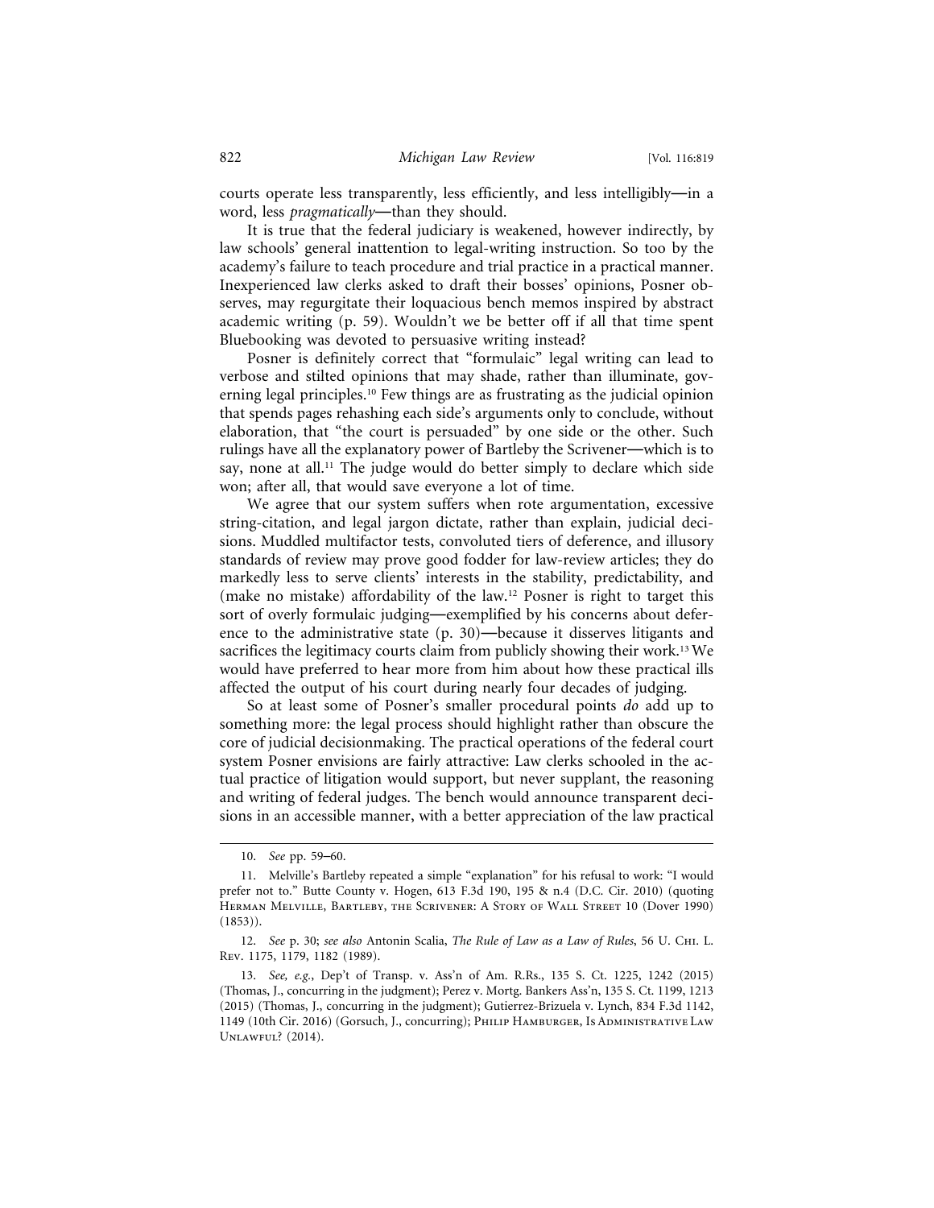courts operate less transparently, less efficiently, and less intelligibly—in a word, less *pragmatically*—than they should.

It is true that the federal judiciary is weakened, however indirectly, by law schools' general inattention to legal-writing instruction. So too by the academy's failure to teach procedure and trial practice in a practical manner. Inexperienced law clerks asked to draft their bosses' opinions, Posner observes, may regurgitate their loquacious bench memos inspired by abstract academic writing (p. 59). Wouldn't we be better off if all that time spent Bluebooking was devoted to persuasive writing instead?

Posner is definitely correct that "formulaic" legal writing can lead to verbose and stilted opinions that may shade, rather than illuminate, governing legal principles.[10] Few things are as frustrating as the judicial opinion that spends pages rehashing each side's arguments only to conclude, without elaboration, that "the court is persuaded" by one side or the other. Such rulings have all the explanatory power of Bartleby the Scrivener—which is to say, none at all.[11] The judge would do better simply to declare which side won; after all, that would save everyone a lot of time.

We agree that our system suffers when rote argumentation, excessive string-citation, and legal jargon dictate, rather than explain, judicial decisions. Muddled multifactor tests, convoluted tiers of deference, and illusory standards of review may prove good fodder for law-review articles; they do markedly less to serve clients' interests in the stability, predictability, and (make no mistake) affordability of the law.[12] Posner is right to target this sort of overly formulaic judging—exemplified by his concerns about deference to the administrative state (p. 30)—because it disserves litigants and sacrifices the legitimacy courts claim from publicly showing their work.[13] We would have preferred to hear more from him about how these practical ills affected the output of his court during nearly four decades of judging.

So at least some of Posner's smaller procedural points *do* add up to something more: the legal process should highlight rather than obscure the core of judicial decisionmaking. The practical operations of the federal court system Posner envisions are fairly attractive: Law clerks schooled in the actual practice of litigation would support, but never supplant, the reasoning and writing of federal judges. The bench would announce transparent decisions in an accessible manner, with a better appreciation of the law practical

---

10. *See* pp. 59–60.

11. Melville's Bartleby repeated a simple "explanation" for his refusal to work: "I would prefer not to." Butte County v. Hogen, 613 F.3d 190, 195 & n.4 (D.C. Cir. 2010) (quoting Herman Melville, Bartleby, the Scrivener: A Story of Wall Street 10 (Dover 1990) (1853)).

12. *See* p. 30; *see also* Antonin Scalia, *The Rule of Law as a Law of Rules*, 56 U. Chi. L. Rev. 1175, 1179, 1182 (1989).

13. *See, e.g.*, Dep't of Transp. v. Ass'n of Am. R.Rs., 135 S. Ct. 1225, 1242 (2015) (Thomas, J., concurring in the judgment); Perez v. Mortg. Bankers Ass'n, 135 S. Ct. 1199, 1213 (2015) (Thomas, J., concurring in the judgment); Gutierrez-Brizuela v. Lynch, 834 F.3d 1142, 1149 (10th Cir. 2016) (Gorsuch, J., concurring); Philip Hamburger, Is Administrative Law Unlawful? (2014).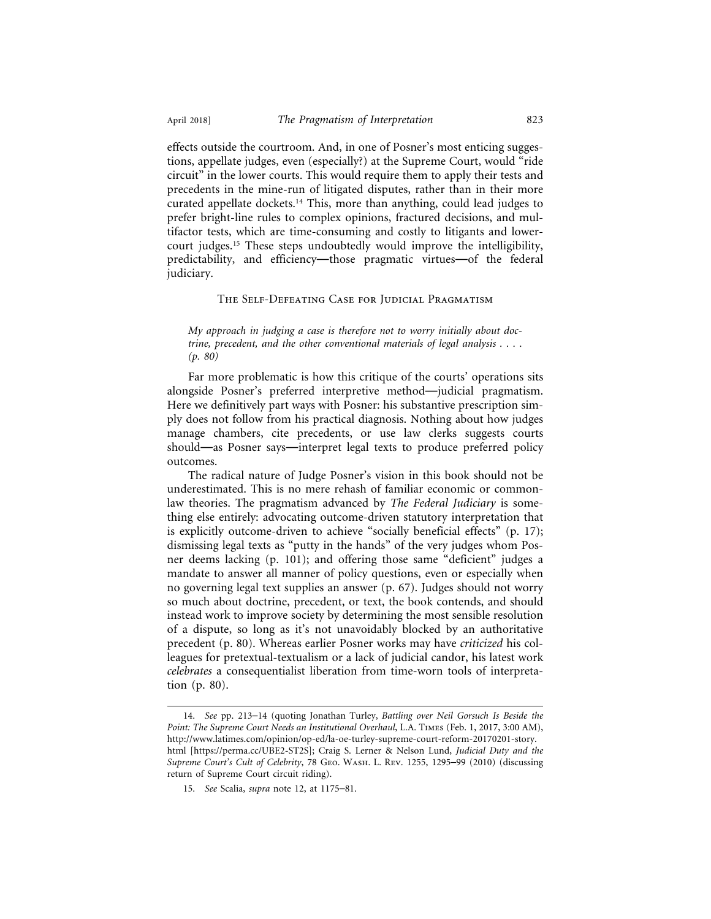effects outside the courtroom. And, in one of Posner's most enticing suggestions, appellate judges, even (especially?) at the Supreme Court, would "ride circuit" in the lower courts. This would require them to apply their tests and precedents in the mine-run of litigated disputes, rather than in their more curated appellate dockets.[14] This, more than anything, could lead judges to prefer bright-line rules to complex opinions, fractured decisions, and multifactor tests, which are time-consuming and costly to litigants and lower-court judges.[15] These steps undoubtedly would improve the intelligibility, predictability, and efficiency—those pragmatic virtues—of the federal judiciary.

## The Self-Defeating Case for Judicial Pragmatism

*My approach in judging a case is therefore not to worry initially about doctrine, precedent, and the other conventional materials of legal analysis . . . . (p. 80)*

Far more problematic is how this critique of the courts' operations sits alongside Posner's preferred interpretive method—judicial pragmatism. Here we definitively part ways with Posner: his substantive prescription simply does not follow from his practical diagnosis. Nothing about how judges manage chambers, cite precedents, or use law clerks suggests courts should—as Posner says—interpret legal texts to produce preferred policy outcomes.

The radical nature of Judge Posner's vision in this book should not be underestimated. This is no mere rehash of familiar economic or common-law theories. The pragmatism advanced by *The Federal Judiciary* is something else entirely: advocating outcome-driven statutory interpretation that is explicitly outcome-driven to achieve "socially beneficial effects" (p. 17); dismissing legal texts as "putty in the hands" of the very judges whom Posner deems lacking (p. 101); and offering those same "deficient" judges a mandate to answer all manner of policy questions, even or especially when no governing legal text supplies an answer (p. 67). Judges should not worry so much about doctrine, precedent, or text, the book contends, and should instead work to improve society by determining the most sensible resolution of a dispute, so long as it's not unavoidably blocked by an authoritative precedent (p. 80). Whereas earlier Posner works may have *criticized* his colleagues for pretextual-textualism or a lack of judicial candor, his latest work *celebrates* a consequentialist liberation from time-worn tools of interpretation (p. 80).

14. *See* pp. 213–14 (quoting Jonathan Turley, *Battling over Neil Gorsuch Is Beside the Point: The Supreme Court Needs an Institutional Overhaul*, L.A. Times (Feb. 1, 2017, 3:00 AM), http://www.latimes.com/opinion/op-ed/la-oe-turley-supreme-court-reform-20170201-story.html [https://perma.cc/UBE2-ST2S]; Craig S. Lerner & Nelson Lund, *Judicial Duty and the Supreme Court's Cult of Celebrity*, 78 Geo. Wash. L. Rev. 1255, 1295–99 (2010) (discussing return of Supreme Court circuit riding).

15. *See* Scalia, *supra* note 12, at 1175–81.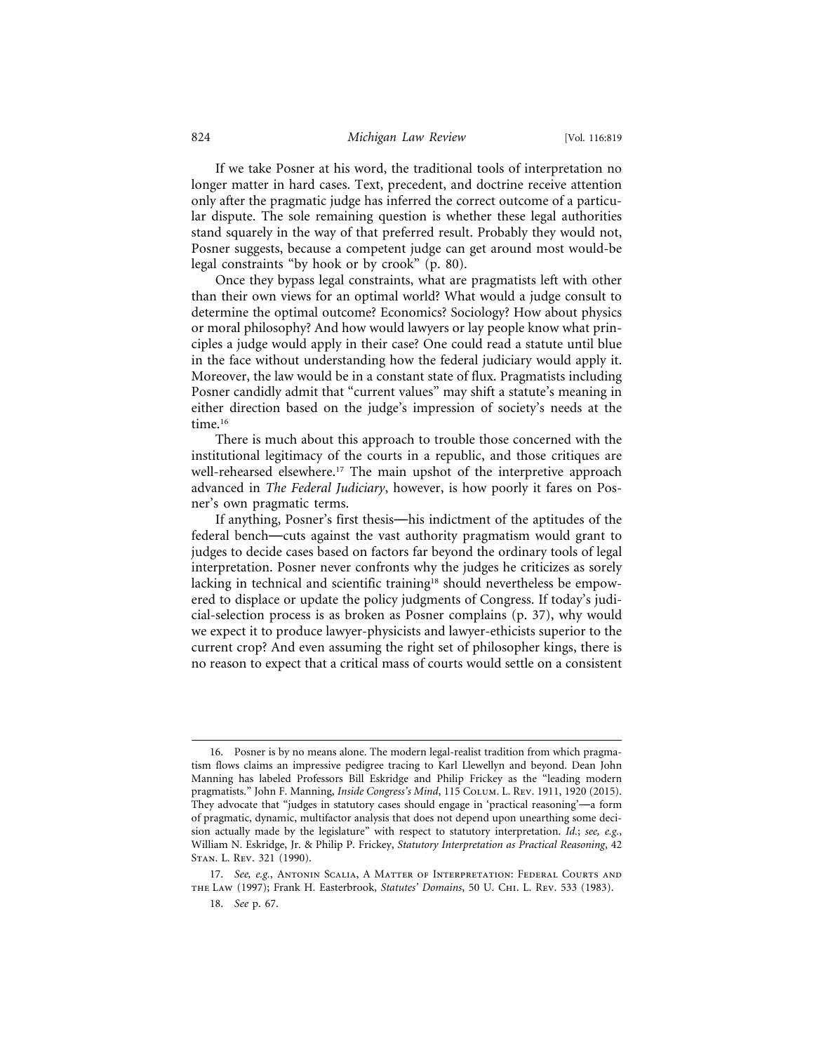If we take Posner at his word, the traditional tools of interpretation no longer matter in hard cases. Text, precedent, and doctrine receive attention only after the pragmatic judge has inferred the correct outcome of a particular dispute. The sole remaining question is whether these legal authorities stand squarely in the way of that preferred result. Probably they would not, Posner suggests, because a competent judge can get around most would-be legal constraints "by hook or by crook" (p. 80).

Once they bypass legal constraints, what are pragmatists left with other than their own views for an optimal world? What would a judge consult to determine the optimal outcome? Economics? Sociology? How about physics or moral philosophy? And how would lawyers or lay people know what principles a judge would apply in their case? One could read a statute until blue in the face without understanding how the federal judiciary would apply it. Moreover, the law would be in a constant state of flux. Pragmatists including Posner candidly admit that "current values" may shift a statute's meaning in either direction based on the judge's impression of society's needs at the time.[16]

There is much about this approach to trouble those concerned with the institutional legitimacy of the courts in a republic, and those critiques are well-rehearsed elsewhere.[17] The main upshot of the interpretive approach advanced in *The Federal Judiciary*, however, is how poorly it fares on Posner's own pragmatic terms.

If anything, Posner's first thesis—his indictment of the aptitudes of the federal bench—cuts against the vast authority pragmatism would grant to judges to decide cases based on factors far beyond the ordinary tools of legal interpretation. Posner never confronts why the judges he criticizes as sorely lacking in technical and scientific training[18] should nevertheless be empowered to displace or update the policy judgments of Congress. If today's judicial-selection process is as broken as Posner complains (p. 37), why would we expect it to produce lawyer-physicists and lawyer-ethicists superior to the current crop? And even assuming the right set of philosopher kings, there is no reason to expect that a critical mass of courts would settle on a consistent

---

16. Posner is by no means alone. The modern legal-realist tradition from which pragmatism flows claims an impressive pedigree tracing to Karl Llewellyn and beyond. Dean John Manning has labeled Professors Bill Eskridge and Philip Frickey as the "leading modern pragmatists." John F. Manning, *Inside Congress's Mind*, 115 Colum. L. Rev. 1911, 1920 (2015). They advocate that "judges in statutory cases should engage in 'practical reasoning'—a form of pragmatic, dynamic, multifactor analysis that does not depend upon unearthing some decision actually made by the legislature" with respect to statutory interpretation. *Id.*; *see, e.g.*, William N. Eskridge, Jr. & Philip P. Frickey, *Statutory Interpretation as Practical Reasoning*, 42 Stan. L. Rev. 321 (1990).

17. *See, e.g.*, Antonin Scalia, A Matter of Interpretation: Federal Courts and the Law (1997); Frank H. Easterbrook, *Statutes' Domains*, 50 U. Chi. L. Rev. 533 (1983).

18. *See* p. 67.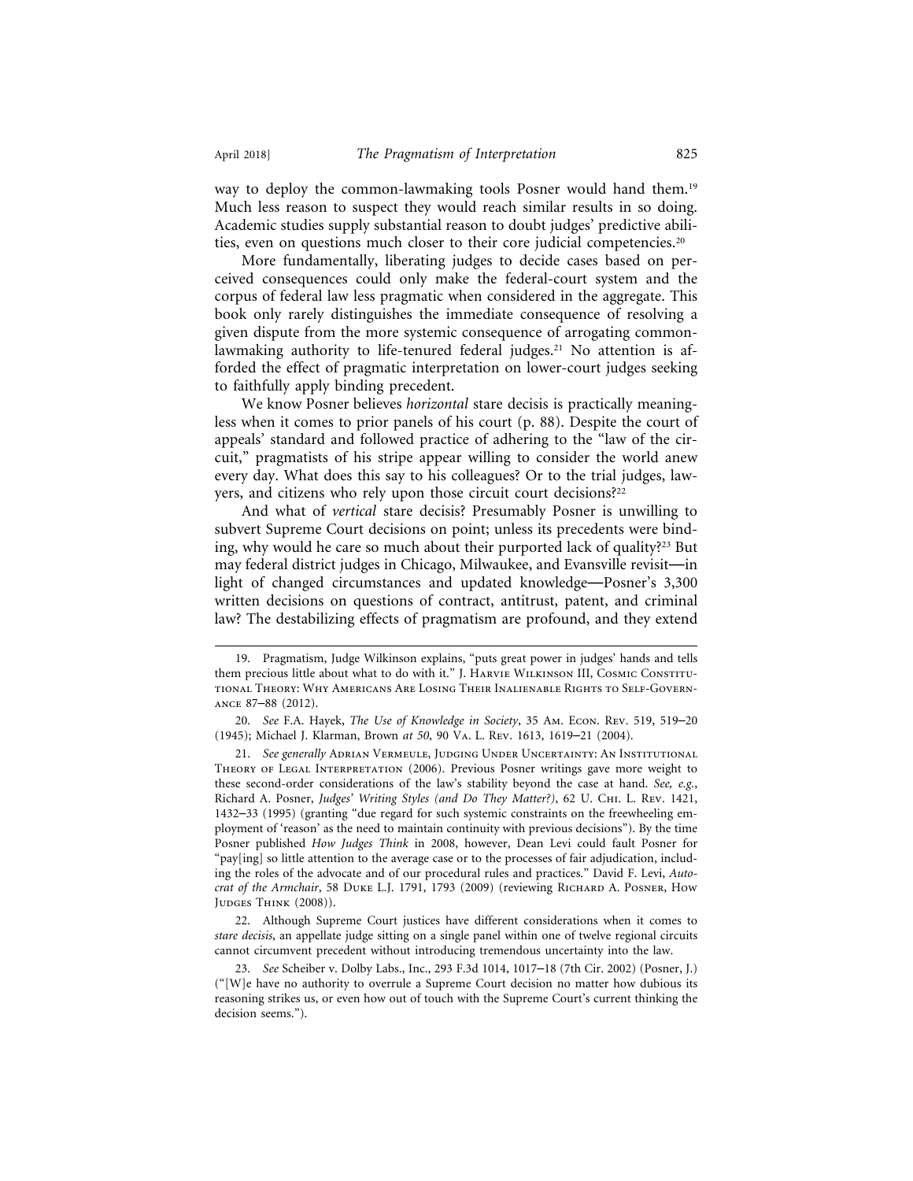way to deploy the common-lawmaking tools Posner would hand them.[19] Much less reason to suspect they would reach similar results in so doing. Academic studies supply substantial reason to doubt judges' predictive abilities, even on questions much closer to their core judicial competencies.[20]

More fundamentally, liberating judges to decide cases based on perceived consequences could only make the federal-court system and the corpus of federal law less pragmatic when considered in the aggregate. This book only rarely distinguishes the immediate consequence of resolving a given dispute from the more systemic consequence of arrogating common-lawmaking authority to life-tenured federal judges.[21] No attention is afforded the effect of pragmatic interpretation on lower-court judges seeking to faithfully apply binding precedent.

We know Posner believes *horizontal* stare decisis is practically meaningless when it comes to prior panels of his court (p. 88). Despite the court of appeals' standard and followed practice of adhering to the "law of the circuit," pragmatists of his stripe appear willing to consider the world anew every day. What does this say to his colleagues? Or to the trial judges, lawyers, and citizens who rely upon those circuit court decisions?[22]

And what of *vertical* stare decisis? Presumably Posner is unwilling to subvert Supreme Court decisions on point; unless its precedents were binding, why would he care so much about their purported lack of quality?[23] But may federal district judges in Chicago, Milwaukee, and Evansville revisit—in light of changed circumstances and updated knowledge—Posner's 3,300 written decisions on questions of contract, antitrust, patent, and criminal law? The destabilizing effects of pragmatism are profound, and they extend

---

19. Pragmatism, Judge Wilkinson explains, "puts great power in judges' hands and tells them precious little about what to do with it." J. Harvie Wilkinson III, Cosmic Constitutional Theory: Why Americans Are Losing Their Inalienable Rights to Self-Governance 87–88 (2012).

20. *See* F.A. Hayek, *The Use of Knowledge in Society*, 35 Am. Econ. Rev. 519, 519–20 (1945); Michael J. Klarman, Brown *at 50*, 90 Va. L. Rev. 1613, 1619–21 (2004).

21. *See generally* Adrian Vermeule, Judging Under Uncertainty: An Institutional Theory of Legal Interpretation (2006). Previous Posner writings gave more weight to these second-order considerations of the law's stability beyond the case at hand. *See, e.g.*, Richard A. Posner, *Judges' Writing Styles (and Do They Matter?)*, 62 U. Chi. L. Rev. 1421, 1432–33 (1995) (granting "due regard for such systemic constraints on the freewheeling employment of 'reason' as the need to maintain continuity with previous decisions"). By the time Posner published *How Judges Think* in 2008, however, Dean Levi could fault Posner for "pay[ing] so little attention to the average case or to the processes of fair adjudication, including the roles of the advocate and of our procedural rules and practices." David F. Levi, *Autocrat of the Armchair*, 58 Duke L.J. 1791, 1793 (2009) (reviewing Richard A. Posner, How Judges Think (2008)).

22. Although Supreme Court justices have different considerations when it comes to *stare decisis*, an appellate judge sitting on a single panel within one of twelve regional circuits cannot circumvent precedent without introducing tremendous uncertainty into the law.

23. *See* Scheiber v. Dolby Labs., Inc., 293 F.3d 1014, 1017–18 (7th Cir. 2002) (Posner, J.) ("[W]e have no authority to overrule a Supreme Court decision no matter how dubious its reasoning strikes us, or even how out of touch with the Supreme Court's current thinking the decision seems.").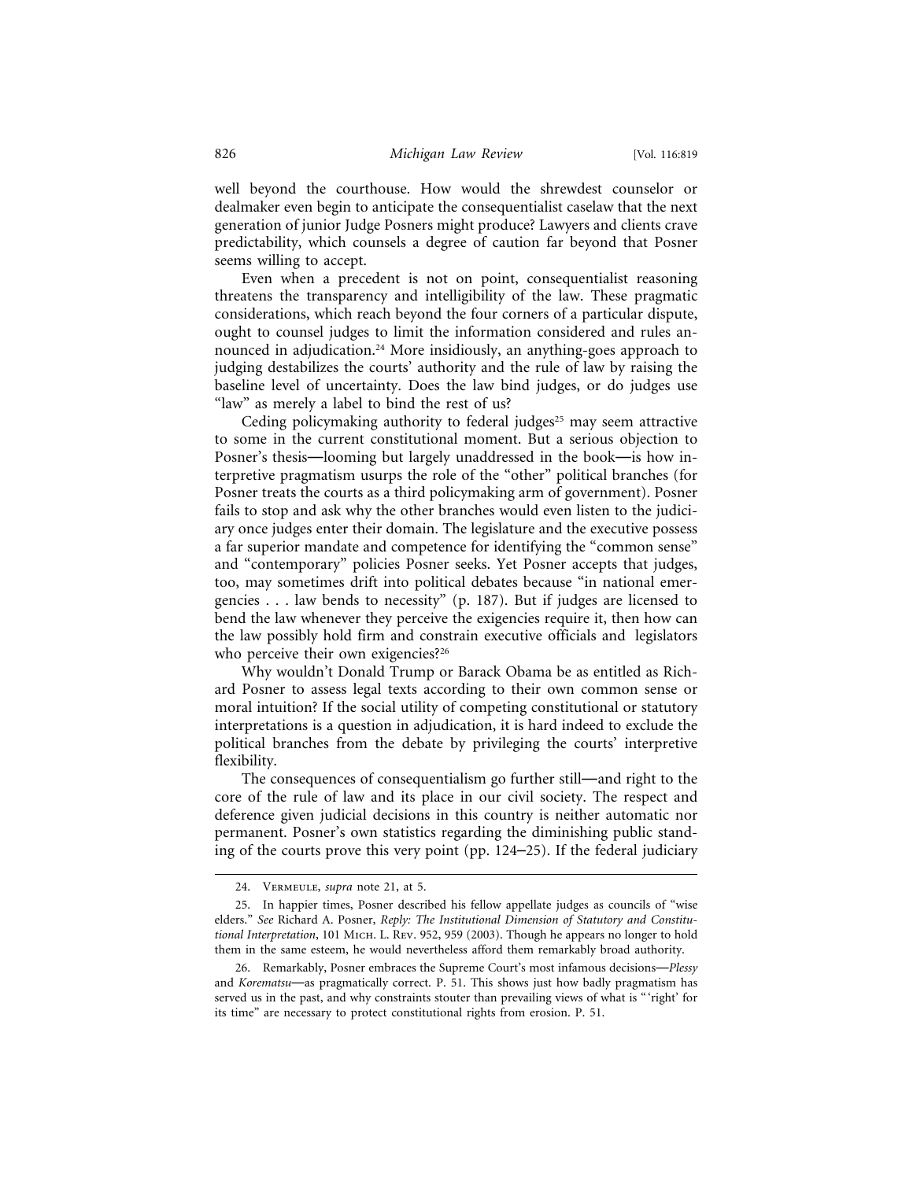well beyond the courthouse. How would the shrewdest counselor or dealmaker even begin to anticipate the consequentialist caselaw that the next generation of junior Judge Posners might produce? Lawyers and clients crave predictability, which counsels a degree of caution far beyond that Posner seems willing to accept.

Even when a precedent is not on point, consequentialist reasoning threatens the transparency and intelligibility of the law. These pragmatic considerations, which reach beyond the four corners of a particular dispute, ought to counsel judges to limit the information considered and rules announced in adjudication.[24] More insidiously, an anything-goes approach to judging destabilizes the courts' authority and the rule of law by raising the baseline level of uncertainty. Does the law bind judges, or do judges use "law" as merely a label to bind the rest of us?

Ceding policymaking authority to federal judges[25] may seem attractive to some in the current constitutional moment. But a serious objection to Posner's thesis—looming but largely unaddressed in the book—is how interpretive pragmatism usurps the role of the "other" political branches (for Posner treats the courts as a third policymaking arm of government). Posner fails to stop and ask why the other branches would even listen to the judiciary once judges enter their domain. The legislature and the executive possess a far superior mandate and competence for identifying the "common sense" and "contemporary" policies Posner seeks. Yet Posner accepts that judges, too, may sometimes drift into political debates because "in national emergencies . . . law bends to necessity" (p. 187). But if judges are licensed to bend the law whenever they perceive the exigencies require it, then how can the law possibly hold firm and constrain executive officials and legislators who perceive their own exigencies?[26]

Why wouldn't Donald Trump or Barack Obama be as entitled as Richard Posner to assess legal texts according to their own common sense or moral intuition? If the social utility of competing constitutional or statutory interpretations is a question in adjudication, it is hard indeed to exclude the political branches from the debate by privileging the courts' interpretive flexibility.

The consequences of consequentialism go further still—and right to the core of the rule of law and its place in our civil society. The respect and deference given judicial decisions in this country is neither automatic nor permanent. Posner's own statistics regarding the diminishing public standing of the courts prove this very point (pp. 124–25). If the federal judiciary

---

24. Vermeule, *supra* note 21, at 5.

25. In happier times, Posner described his fellow appellate judges as councils of "wise elders." *See* Richard A. Posner, *Reply: The Institutional Dimension of Statutory and Constitutional Interpretation*, 101 Mich. L. Rev. 952, 959 (2003). Though he appears no longer to hold them in the same esteem, he would nevertheless afford them remarkably broad authority.

26. Remarkably, Posner embraces the Supreme Court's most infamous decisions—*Plessy* and *Korematsu*—as pragmatically correct. P. 51. This shows just how badly pragmatism has served us in the past, and why constraints stouter than prevailing views of what is "'right' for its time" are necessary to protect constitutional rights from erosion. P. 51.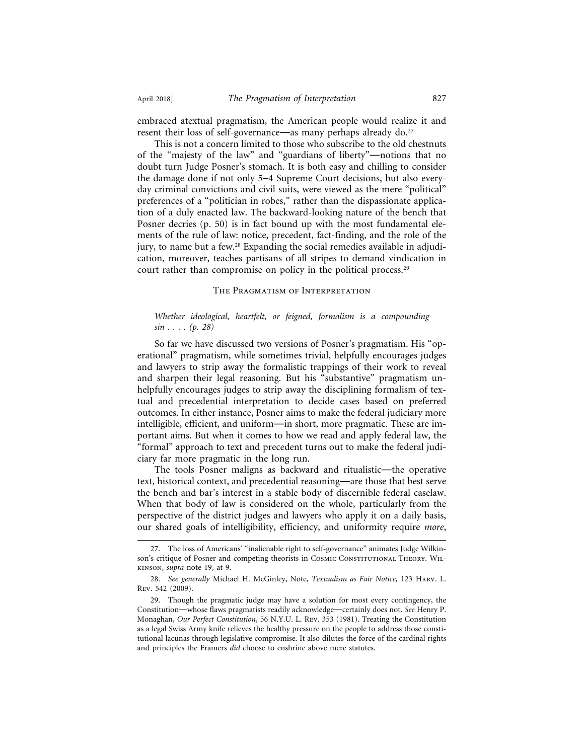embraced atextual pragmatism, the American people would realize it and resent their loss of self-governance—as many perhaps already do.[27]

This is not a concern limited to those who subscribe to the old chestnuts of the "majesty of the law" and "guardians of liberty"—notions that no doubt turn Judge Posner's stomach. It is both easy and chilling to consider the damage done if not only 5–4 Supreme Court decisions, but also everyday criminal convictions and civil suits, were viewed as the mere "political" preferences of a "politician in robes," rather than the dispassionate application of a duly enacted law. The backward-looking nature of the bench that Posner decries (p. 50) is in fact bound up with the most fundamental elements of the rule of law: notice, precedent, fact-finding, and the role of the jury, to name but a few.[28] Expanding the social remedies available in adjudication, moreover, teaches partisans of all stripes to demand vindication in court rather than compromise on policy in the political process.[29]

## The Pragmatism of Interpretation

*Whether ideological, heartfelt, or feigned, formalism is a compounding sin . . . . (p. 28)*

So far we have discussed two versions of Posner's pragmatism. His "operational" pragmatism, while sometimes trivial, helpfully encourages judges and lawyers to strip away the formalistic trappings of their work to reveal and sharpen their legal reasoning. But his "substantive" pragmatism unhelpfully encourages judges to strip away the disciplining formalism of textual and precedential interpretation to decide cases based on preferred outcomes. In either instance, Posner aims to make the federal judiciary more intelligible, efficient, and uniform—in short, more pragmatic. These are important aims. But when it comes to how we read and apply federal law, the "formal" approach to text and precedent turns out to make the federal judiciary far more pragmatic in the long run.

The tools Posner maligns as backward and ritualistic—the operative text, historical context, and precedential reasoning—are those that best serve the bench and bar's interest in a stable body of discernible federal caselaw. When that body of law is considered on the whole, particularly from the perspective of the district judges and lawyers who apply it on a daily basis, our shared goals of intelligibility, efficiency, and uniformity require *more*,

27. The loss of Americans' "inalienable right to self-governance" animates Judge Wilkinson's critique of Posner and competing theorists in Cosmic Constitutional Theory. Wilkinson, *supra* note 19, at 9.

28. *See generally* Michael H. McGinley, Note, *Textualism as Fair Notice*, 123 Harv. L. Rev. 542 (2009).

29. Though the pragmatic judge may have a solution for most every contingency, the Constitution—whose flaws pragmatists readily acknowledge—certainly does not. *See* Henry P. Monaghan, *Our Perfect Constitution*, 56 N.Y.U. L. Rev. 353 (1981). Treating the Constitution as a legal Swiss Army knife relieves the healthy pressure on the people to address those constitutional lacunas through legislative compromise. It also dilutes the force of the cardinal rights and principles the Framers *did* choose to enshrine above mere statutes.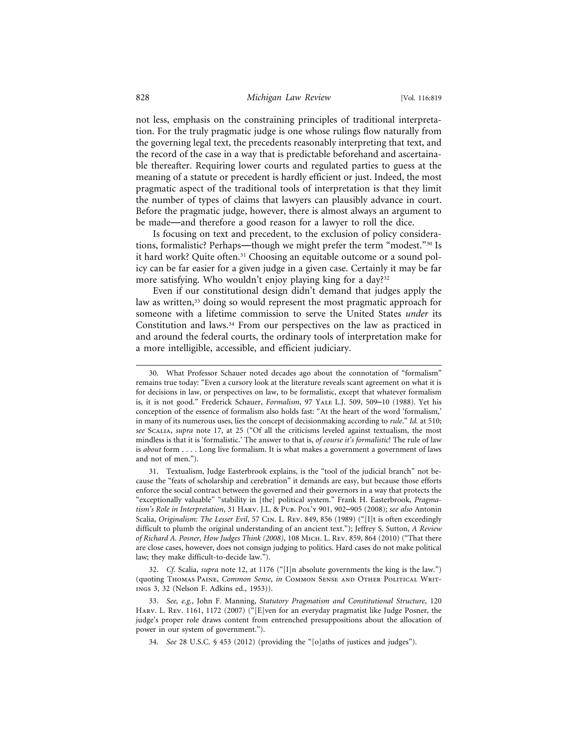not less, emphasis on the constraining principles of traditional interpretation. For the truly pragmatic judge is one whose rulings flow naturally from the governing legal text, the precedents reasonably interpreting that text, and the record of the case in a way that is predictable beforehand and ascertainable thereafter. Requiring lower courts and regulated parties to guess at the meaning of a statute or precedent is hardly efficient or just. Indeed, the most pragmatic aspect of the traditional tools of interpretation is that they limit the number of types of claims that lawyers can plausibly advance in court. Before the pragmatic judge, however, there is almost always an argument to be made—and therefore a good reason for a lawyer to roll the dice.

Is focusing on text and precedent, to the exclusion of policy considerations, formalistic? Perhaps—though we might prefer the term "modest."[30] Is it hard work? Quite often.[31] Choosing an equitable outcome or a sound policy can be far easier for a given judge in a given case. Certainly it may be far more satisfying. Who wouldn't enjoy playing king for a day?[32]

Even if our constitutional design didn't demand that judges apply the law as written,[33] doing so would represent the most pragmatic approach for someone with a lifetime commission to serve the United States *under* its Constitution and laws.[34] From our perspectives on the law as practiced in and around the federal courts, the ordinary tools of interpretation make for a more intelligible, accessible, and efficient judiciary.

---

30. What Professor Schauer noted decades ago about the connotation of "formalism" remains true today: "Even a cursory look at the literature reveals scant agreement on what it is for decisions in law, or perspectives on law, to be formalistic, except that whatever formalism is, it is not good." Frederick Schauer, *Formalism*, 97 Yale L.J. 509, 509–10 (1988). Yet his conception of the essence of formalism also holds fast: "At the heart of the word 'formalism,' in many of its numerous uses, lies the concept of decisionmaking according to *rule*." *Id.* at 510; *see* Scalia, *supra* note 17, at 25 ("Of all the criticisms leveled against textualism, the most mindless is that it is 'formalistic.' The answer to that is, *of course it's formalistic*! The rule of law is *about* form . . . . Long live formalism. It is what makes a government a government of laws and not of men.").

31. Textualism, Judge Easterbrook explains, is the "tool of the judicial branch" not because the "feats of scholarship and cerebration" it demands are easy, but because those efforts enforce the social contract between the governed and their governors in a way that protects the "exceptionally valuable" "stability in [the] political system." Frank H. Easterbrook, *Pragmatism's Role in Interpretation*, 31 Harv. J.L. & Pub. Pol'y 901, 902–905 (2008); *see also* Antonin Scalia, *Originalism: The Lesser Evil*, 57 Cin. L. Rev. 849, 856 (1989) ("[I]t is often exceedingly difficult to plumb the original understanding of an ancient text."); Jeffrey S. Sutton, *A Review of Richard A. Posner, How Judges Think (2008)*, 108 Mich. L. Rev. 859, 864 (2010) ("That there are close cases, however, does not consign judging to politics. Hard cases do not make political law; they make difficult-to-decide law.").

32. *Cf.* Scalia, *supra* note 12, at 1176 ("[I]n absolute governments the king is the law.") (quoting Thomas Paine, *Common Sense*, *in* Common Sense and Other Political Writings 3, 32 (Nelson F. Adkins ed., 1953)).

33. *See, e.g.*, John F. Manning, *Statutory Pragmatism and Constitutional Structure*, 120 Harv. L. Rev. 1161, 1172 (2007) ("[E]ven for an everyday pragmatist like Judge Posner, the judge's proper role draws content from entrenched presuppositions about the allocation of power in our system of government.").

34. *See* 28 U.S.C. § 453 (2012) (providing the "[o]aths of justices and judges").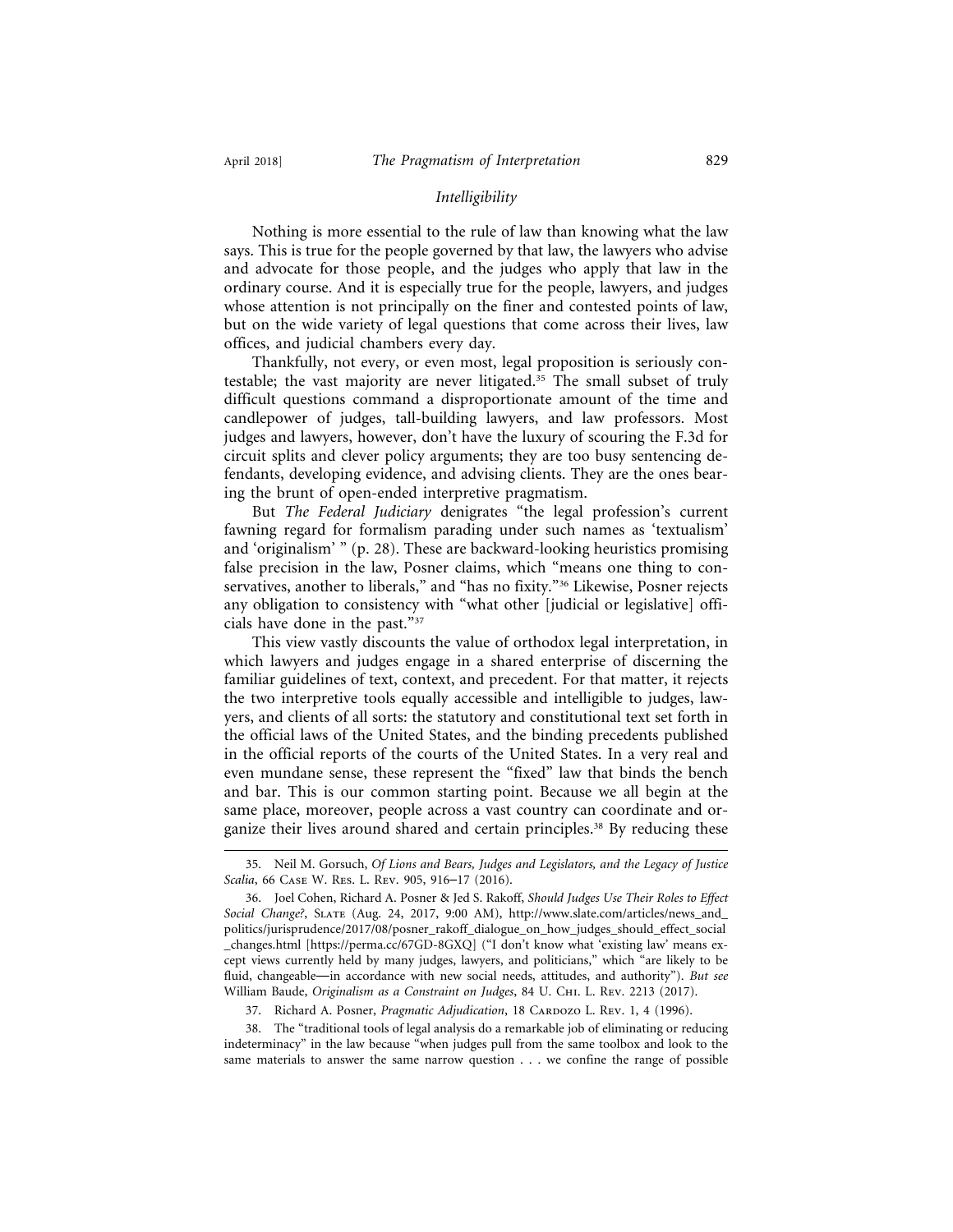### *Intelligibility*

Nothing is more essential to the rule of law than knowing what the law says. This is true for the people governed by that law, the lawyers who advise and advocate for those people, and the judges who apply that law in the ordinary course. And it is especially true for the people, lawyers, and judges whose attention is not principally on the finer and contested points of law, but on the wide variety of legal questions that come across their lives, law offices, and judicial chambers every day.

Thankfully, not every, or even most, legal proposition is seriously contestable; the vast majority are never litigated.[35] The small subset of truly difficult questions command a disproportionate amount of the time and candlepower of judges, tall-building lawyers, and law professors. Most judges and lawyers, however, don't have the luxury of scouring the F.3d for circuit splits and clever policy arguments; they are too busy sentencing defendants, developing evidence, and advising clients. They are the ones bearing the brunt of open-ended interpretive pragmatism.

But *The Federal Judiciary* denigrates "the legal profession's current fawning regard for formalism parading under such names as 'textualism' and 'originalism' " (p. 28). These are backward-looking heuristics promising false precision in the law, Posner claims, which "means one thing to conservatives, another to liberals," and "has no fixity."[36] Likewise, Posner rejects any obligation to consistency with "what other [judicial or legislative] officials have done in the past."[37]

This view vastly discounts the value of orthodox legal interpretation, in which lawyers and judges engage in a shared enterprise of discerning the familiar guidelines of text, context, and precedent. For that matter, it rejects the two interpretive tools equally accessible and intelligible to judges, lawyers, and clients of all sorts: the statutory and constitutional text set forth in the official laws of the United States, and the binding precedents published in the official reports of the courts of the United States. In a very real and even mundane sense, these represent the "fixed" law that binds the bench and bar. This is our common starting point. Because we all begin at the same place, moreover, people across a vast country can coordinate and organize their lives around shared and certain principles.[38] By reducing these

---

35. Neil M. Gorsuch, *Of Lions and Bears, Judges and Legislators, and the Legacy of Justice Scalia*, 66 Case W. Res. L. Rev. 905, 916–17 (2016).

36. Joel Cohen, Richard A. Posner & Jed S. Rakoff, *Should Judges Use Their Roles to Effect Social Change?*, Slate (Aug. 24, 2017, 9:00 AM), http://www.slate.com/articles/news_and_politics/jurisprudence/2017/08/posner_rakoff_dialogue_on_how_judges_should_effect_social_changes.html [https://perma.cc/67GD-8GXQ] ("I don't know what 'existing law' means except views currently held by many judges, lawyers, and politicians," which "are likely to be fluid, changeable—in accordance with new social needs, attitudes, and authority"). *But see* William Baude, *Originalism as a Constraint on Judges*, 84 U. Chi. L. Rev. 2213 (2017).

37. Richard A. Posner, *Pragmatic Adjudication*, 18 Cardozo L. Rev. 1, 4 (1996).

38. The "traditional tools of legal analysis do a remarkable job of eliminating or reducing indeterminacy" in the law because "when judges pull from the same toolbox and look to the same materials to answer the same narrow question . . . we confine the range of possible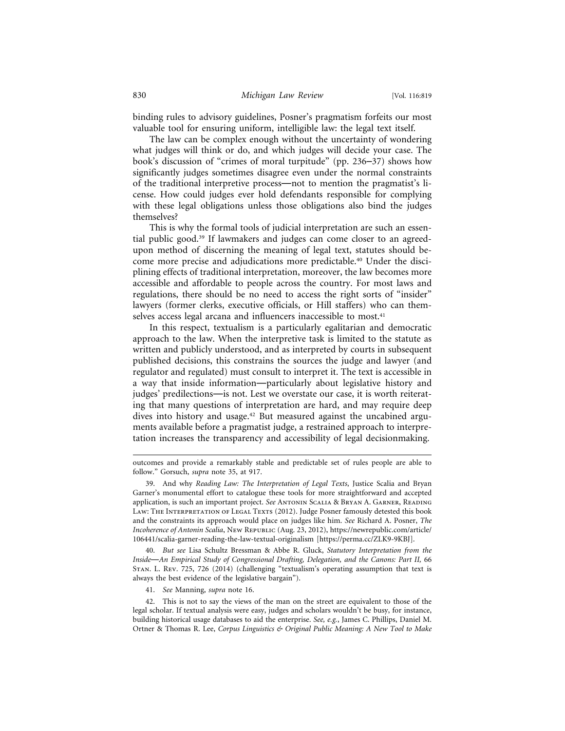binding rules to advisory guidelines, Posner's pragmatism forfeits our most valuable tool for ensuring uniform, intelligible law: the legal text itself.

The law can be complex enough without the uncertainty of wondering what judges will think or do, and which judges will decide your case. The book's discussion of "crimes of moral turpitude" (pp. 236–37) shows how significantly judges sometimes disagree even under the normal constraints of the traditional interpretive process—not to mention the pragmatist's license. How could judges ever hold defendants responsible for complying with these legal obligations unless those obligations also bind the judges themselves?

This is why the formal tools of judicial interpretation are such an essential public good.[39] If lawmakers and judges can come closer to an agreed-upon method of discerning the meaning of legal text, statutes should become more precise and adjudications more predictable.[40] Under the disciplining effects of traditional interpretation, moreover, the law becomes more accessible and affordable to people across the country. For most laws and regulations, there should be no need to access the right sorts of "insider" lawyers (former clerks, executive officials, or Hill staffers) who can themselves access legal arcana and influencers inaccessible to most.[41]

In this respect, textualism is a particularly egalitarian and democratic approach to the law. When the interpretive task is limited to the statute as written and publicly understood, and as interpreted by courts in subsequent published decisions, this constrains the sources the judge and lawyer (and regulator and regulated) must consult to interpret it. The text is accessible in a way that inside information—particularly about legislative history and judges' predilections—is not. Lest we overstate our case, it is worth reiterating that many questions of interpretation are hard, and may require deep dives into history and usage.[42] But measured against the uncabined arguments available before a pragmatist judge, a restrained approach to interpretation increases the transparency and accessibility of legal decisionmaking.

---

outcomes and provide a remarkably stable and predictable set of rules people are able to follow." Gorsuch, *supra* note 35, at 917.

39. And why *Reading Law: The Interpretation of Legal Texts*, Justice Scalia and Bryan Garner's monumental effort to catalogue these tools for more straightforward and accepted application, is such an important project. *See* Antonin Scalia & Bryan A. Garner, Reading Law: The Interpretation of Legal Texts (2012). Judge Posner famously detested this book and the constraints its approach would place on judges like him. *See* Richard A. Posner, *The Incoherence of Antonin Scalia*, New Republic (Aug. 23, 2012), https://newrepublic.com/article/106441/scalia-garner-reading-the-law-textual-originalism [https://perma.cc/ZLK9-9KBJ].

40. *But see* Lisa Schultz Bressman & Abbe R. Gluck, *Statutory Interpretation from the Inside—An Empirical Study of Congressional Drafting, Delegation, and the Canons: Part II*, 66 Stan. L. Rev. 725, 726 (2014) (challenging "textualism's operating assumption that text is always the best evidence of the legislative bargain").

41. *See* Manning, *supra* note 16.

42. This is not to say the views of the man on the street are equivalent to those of the legal scholar. If textual analysis were easy, judges and scholars wouldn't be busy, for instance, building historical usage databases to aid the enterprise. *See, e.g.*, James C. Phillips, Daniel M. Ortner & Thomas R. Lee, *Corpus Linguistics & Original Public Meaning: A New Tool to Make*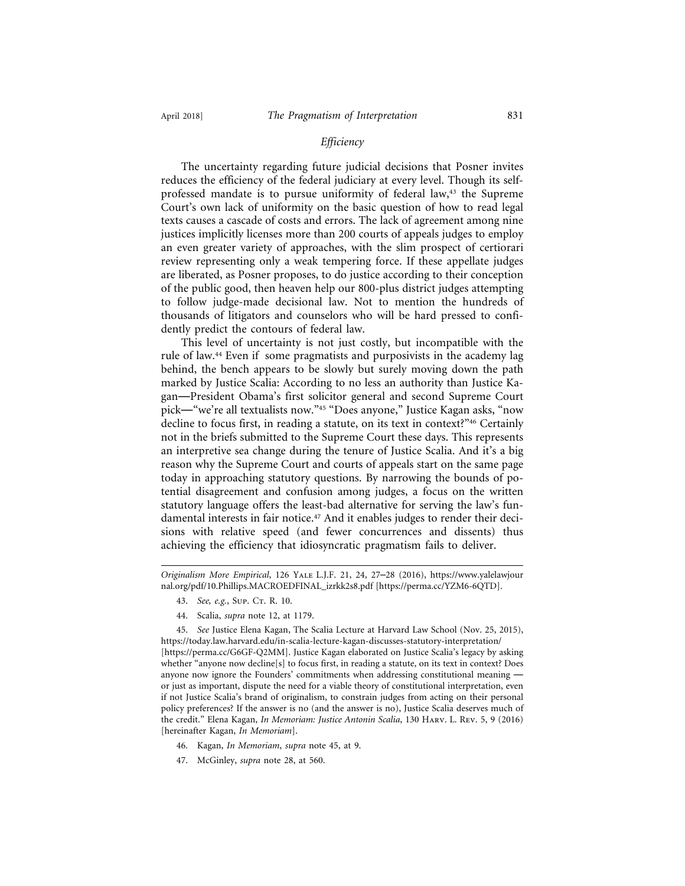### *Efficiency*

The uncertainty regarding future judicial decisions that Posner invites reduces the efficiency of the federal judiciary at every level. Though its self-professed mandate is to pursue uniformity of federal law,[43] the Supreme Court's own lack of uniformity on the basic question of how to read legal texts causes a cascade of costs and errors. The lack of agreement among nine justices implicitly licenses more than 200 courts of appeals judges to employ an even greater variety of approaches, with the slim prospect of certiorari review representing only a weak tempering force. If these appellate judges are liberated, as Posner proposes, to do justice according to their conception of the public good, then heaven help our 800-plus district judges attempting to follow judge-made decisional law. Not to mention the hundreds of thousands of litigators and counselors who will be hard pressed to confidently predict the contours of federal law.

This level of uncertainty is not just costly, but incompatible with the rule of law.[44] Even if some pragmatists and purposivists in the academy lag behind, the bench appears to be slowly but surely moving down the path marked by Justice Scalia: According to no less an authority than Justice Kagan—President Obama's first solicitor general and second Supreme Court pick—"we're all textualists now."[45] "Does anyone," Justice Kagan asks, "now decline to focus first, in reading a statute, on its text in context?"[46] Certainly not in the briefs submitted to the Supreme Court these days. This represents an interpretive sea change during the tenure of Justice Scalia. And it's a big reason why the Supreme Court and courts of appeals start on the same page today in approaching statutory questions. By narrowing the bounds of potential disagreement and confusion among judges, a focus on the written statutory language offers the least-bad alternative for serving the law's fundamental interests in fair notice.[47] And it enables judges to render their decisions with relative speed (and fewer concurrences and dissents) thus achieving the efficiency that idiosyncratic pragmatism fails to deliver.

---

*Originalism More Empirical*, 126 Yale L.J.F. 21, 24, 27–28 (2016), https://www.yalelawjournal.org/pdf/10.Phillips.MACROEDFINAL_izrkk2s8.pdf [https://perma.cc/YZM6-6QTD].

43. *See, e.g.*, Sup. Ct. R. 10.

44. Scalia, *supra* note 12, at 1179.

45. *See* Justice Elena Kagan, The Scalia Lecture at Harvard Law School (Nov. 25, 2015), https://today.law.harvard.edu/in-scalia-lecture-kagan-discusses-statutory-interpretation/ [https://perma.cc/G6GF-Q2MM]. Justice Kagan elaborated on Justice Scalia's legacy by asking whether "anyone now decline[s] to focus first, in reading a statute, on its text in context? Does anyone now ignore the Founders' commitments when addressing constitutional meaning — or just as important, dispute the need for a viable theory of constitutional interpretation, even if not Justice Scalia's brand of originalism, to constrain judges from acting on their personal policy preferences? If the answer is no (and the answer is no), Justice Scalia deserves much of the credit." Elena Kagan, *In Memoriam: Justice Antonin Scalia*, 130 Harv. L. Rev. 5, 9 (2016) [hereinafter Kagan, *In Memoriam*].

46. Kagan, *In Memoriam*, *supra* note 45, at 9.

47. McGinley, *supra* note 28, at 560.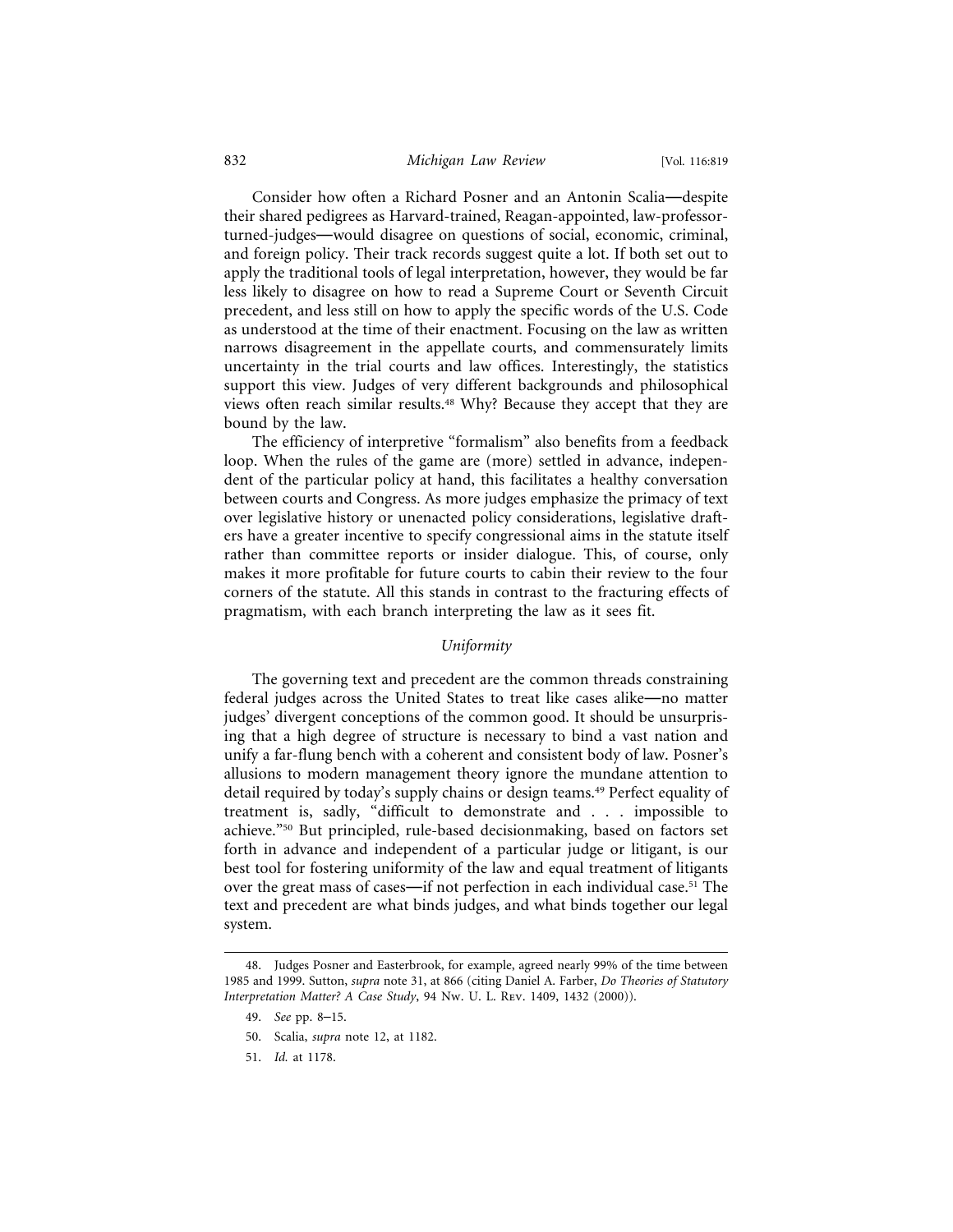Consider how often a Richard Posner and an Antonin Scalia—despite their shared pedigrees as Harvard-trained, Reagan-appointed, law-professor-turned-judges—would disagree on questions of social, economic, criminal, and foreign policy. Their track records suggest quite a lot. If both set out to apply the traditional tools of legal interpretation, however, they would be far less likely to disagree on how to read a Supreme Court or Seventh Circuit precedent, and less still on how to apply the specific words of the U.S. Code as understood at the time of their enactment. Focusing on the law as written narrows disagreement in the appellate courts, and commensurately limits uncertainty in the trial courts and law offices. Interestingly, the statistics support this view. Judges of very different backgrounds and philosophical views often reach similar results.[48] Why? Because they accept that they are bound by the law.

The efficiency of interpretive "formalism" also benefits from a feedback loop. When the rules of the game are (more) settled in advance, independent of the particular policy at hand, this facilitates a healthy conversation between courts and Congress. As more judges emphasize the primacy of text over legislative history or unenacted policy considerations, legislative drafters have a greater incentive to specify congressional aims in the statute itself rather than committee reports or insider dialogue. This, of course, only makes it more profitable for future courts to cabin their review to the four corners of the statute. All this stands in contrast to the fracturing effects of pragmatism, with each branch interpreting the law as it sees fit.

### *Uniformity*

The governing text and precedent are the common threads constraining federal judges across the United States to treat like cases alike—no matter judges' divergent conceptions of the common good. It should be unsurprising that a high degree of structure is necessary to bind a vast nation and unify a far-flung bench with a coherent and consistent body of law. Posner's allusions to modern management theory ignore the mundane attention to detail required by today's supply chains or design teams.[49] Perfect equality of treatment is, sadly, "difficult to demonstrate and . . . impossible to achieve."[50] But principled, rule-based decisionmaking, based on factors set forth in advance and independent of a particular judge or litigant, is our best tool for fostering uniformity of the law and equal treatment of litigants over the great mass of cases—if not perfection in each individual case.[51] The text and precedent are what binds judges, and what binds together our legal system.

---

48. Judges Posner and Easterbrook, for example, agreed nearly 99% of the time between 1985 and 1999. Sutton, *supra* note 31, at 866 (citing Daniel A. Farber, *Do Theories of Statutory Interpretation Matter? A Case Study*, 94 Nw. U. L. Rev. 1409, 1432 (2000)).

49. *See* pp. 8–15.

50. Scalia, *supra* note 12, at 1182.

51. *Id.* at 1178.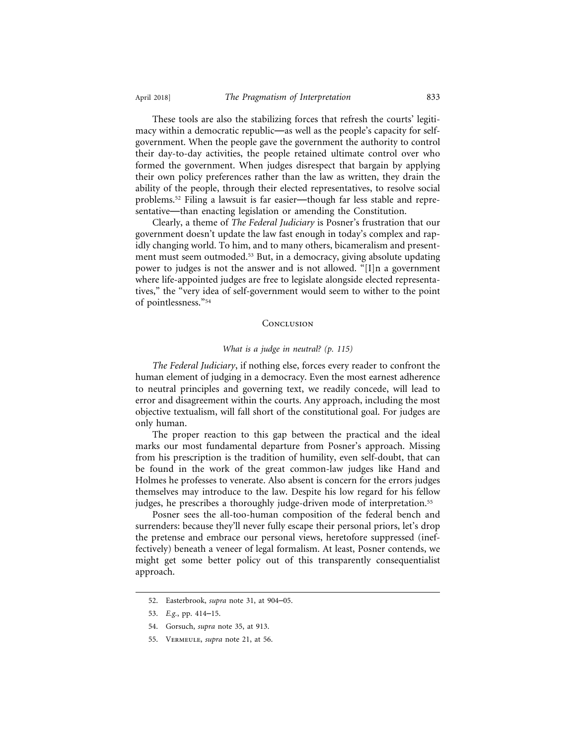These tools are also the stabilizing forces that refresh the courts' legitimacy within a democratic republic—as well as the people's capacity for self-government. When the people gave the government the authority to control their day-to-day activities, the people retained ultimate control over who formed the government. When judges disrespect that bargain by applying their own policy preferences rather than the law as written, they drain the ability of the people, through their elected representatives, to resolve social problems.[52] Filing a lawsuit is far easier—though far less stable and representative—than enacting legislation or amending the Constitution.

Clearly, a theme of *The Federal Judiciary* is Posner's frustration that our government doesn't update the law fast enough in today's complex and rapidly changing world. To him, and to many others, bicameralism and presentment must seem outmoded.[53] But, in a democracy, giving absolute updating power to judges is not the answer and is not allowed. "[I]n a government where life-appointed judges are free to legislate alongside elected representatives," the "very idea of self-government would seem to wither to the point of pointlessness."[54]

## Conclusion

*What is a judge in neutral? (p. 115)*

*The Federal Judiciary*, if nothing else, forces every reader to confront the human element of judging in a democracy. Even the most earnest adherence to neutral principles and governing text, we readily concede, will lead to error and disagreement within the courts. Any approach, including the most objective textualism, will fall short of the constitutional goal. For judges are only human.

The proper reaction to this gap between the practical and the ideal marks our most fundamental departure from Posner's approach. Missing from his prescription is the tradition of humility, even self-doubt, that can be found in the work of the great common-law judges like Hand and Holmes he professes to venerate. Also absent is concern for the errors judges themselves may introduce to the law. Despite his low regard for his fellow judges, he prescribes a thoroughly judge-driven mode of interpretation.[55]

Posner sees the all-too-human composition of the federal bench and surrenders: because they'll never fully escape their personal priors, let's drop the pretense and embrace our personal views, heretofore suppressed (ineffectively) beneath a veneer of legal formalism. At least, Posner contends, we might get some better policy out of this transparently consequentialist approach.

52. Easterbrook, *supra* note 31, at 904–05.

53. *E.g.*, pp. 414–15.

54. Gorsuch, *supra* note 35, at 913.

55. Vermeule, *supra* note 21, at 56.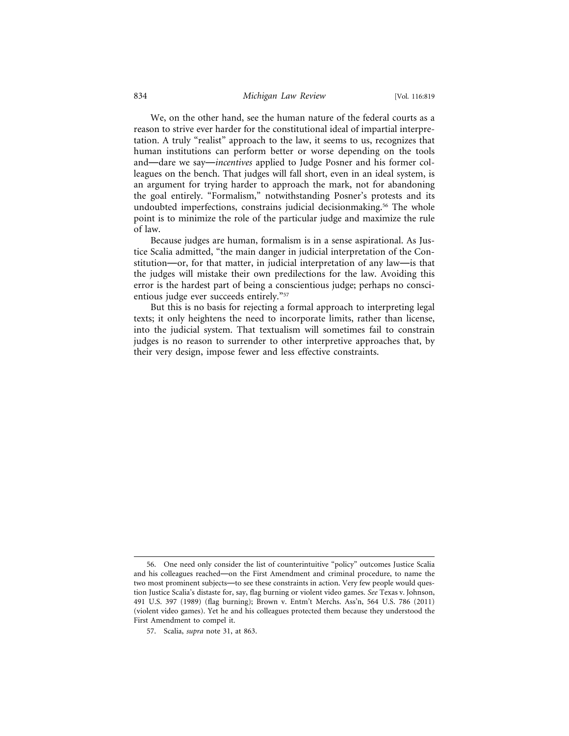We, on the other hand, see the human nature of the federal courts as a reason to strive ever harder for the constitutional ideal of impartial interpretation. A truly "realist" approach to the law, it seems to us, recognizes that human institutions can perform better or worse depending on the tools and—dare we say—*incentives* applied to Judge Posner and his former colleagues on the bench. That judges will fall short, even in an ideal system, is an argument for trying harder to approach the mark, not for abandoning the goal entirely. "Formalism," notwithstanding Posner's protests and its undoubted imperfections, constrains judicial decisionmaking.[56] The whole point is to minimize the role of the particular judge and maximize the rule of law.

Because judges are human, formalism is in a sense aspirational. As Justice Scalia admitted, "the main danger in judicial interpretation of the Constitution—or, for that matter, in judicial interpretation of any law—is that the judges will mistake their own predilections for the law. Avoiding this error is the hardest part of being a conscientious judge; perhaps no conscientious judge ever succeeds entirely."[57]

But this is no basis for rejecting a formal approach to interpreting legal texts; it only heightens the need to incorporate limits, rather than license, into the judicial system. That textualism will sometimes fail to constrain judges is no reason to surrender to other interpretive approaches that, by their very design, impose fewer and less effective constraints.

---

56. One need only consider the list of counterintuitive "policy" outcomes Justice Scalia and his colleagues reached—on the First Amendment and criminal procedure, to name the two most prominent subjects—to see these constraints in action. Very few people would question Justice Scalia's distaste for, say, flag burning or violent video games. *See* Texas v. Johnson, 491 U.S. 397 (1989) (flag burning); Brown v. Entm't Merchs. Ass'n, 564 U.S. 786 (2011) (violent video games). Yet he and his colleagues protected them because they understood the First Amendment to compel it.

57. Scalia, *supra* note 31, at 863.